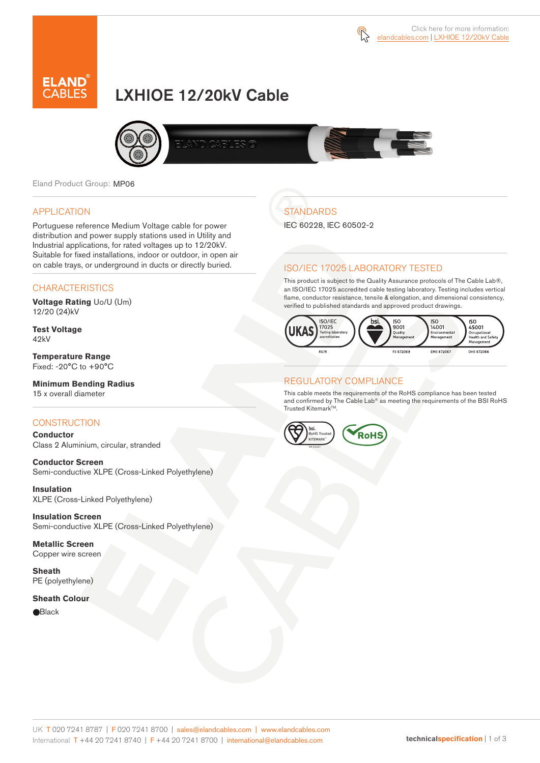Click here for more information:
elandcables.com | LXHIOE 12/20kV Cable

# LXHIOE 12/20kV Cable

Eland Product Group: MP06

## APPLICATION

Portuguese reference Medium Voltage cable for power distribution and power supply stations used in Utility and Industrial applications, for rated voltages up to 12/20kV. Suitable for fixed installations, indoor or outdoor, in open air on cable trays, or underground in ducts or directly buried.

## CHARACTERISTICS

**Voltage Rating** Uo/U (Um)
12/20 (24)kV

**Test Voltage**
42kV

**Temperature Range**
Fixed: -20°C to +90°C

**Minimum Bending Radius**
15 x overall diameter

## CONSTRUCTION

**Conductor**
Class 2 Aluminium, circular, stranded

**Conductor Screen**
Semi-conductive XLPE (Cross-Linked Polyethylene)

**Insulation**
XLPE (Cross-Linked Polyethylene)

**Insulation Screen**
Semi-conductive XLPE (Cross-Linked Polyethylene)

**Metallic Screen**
Copper wire screen

**Sheath**
PE (polyethylene)

**Sheath Colour**
●Black

## STANDARDS

IEC 60228, IEC 60502-2

## ISO/IEC 17025 LABORATORY TESTED

This product is subject to the Quality Assurance protocols of The Cable Lab®, an ISO/IEC 17025 accredited cable testing laboratory. Testing includes vertical flame, conductor resistance, tensile & elongation, and dimensional consistency, verified to published standards and approved product drawings.

UKAS ISO/IEC 17025 Testing laboratory accreditation 8578 | bsi. ISO 9001 Quality Management FS 672069 | ISO 14001 Environmental Management EMS 672067 | ISO 45001 Occupational Health and Safety Management OHS 672066

## REGULATORY COMPLIANCE

This cable meets the requirements of the RoHS compliance has been tested and confirmed by The Cable Lab® as meeting the requirements of the BSI RoHS Trusted Kitemark™.

bsi. RoHS Trusted KITEMARK™ | RoHS

UK T 020 7241 8787 | F 020 7241 8700 | sales@elandcables.com | www.elandcables.com
International T +44 20 7241 8740 | F +44 20 7241 8700 | international@elandcables.com

**technicalspecification**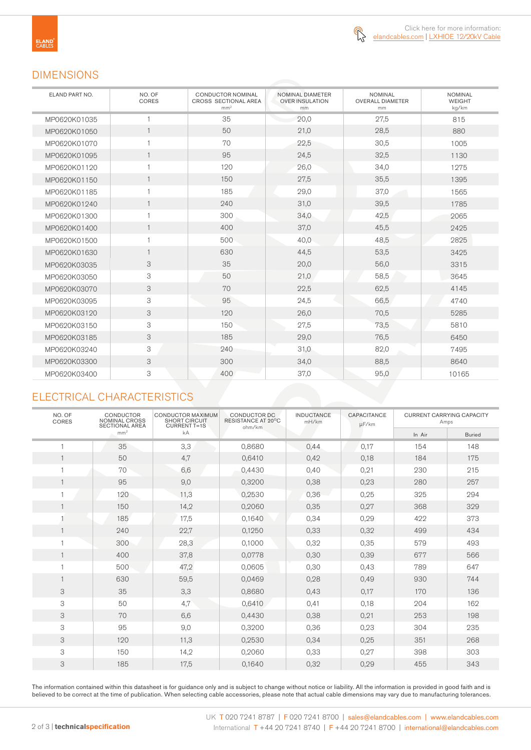Click here for more information: elandcables.com | LXHIOE 12/20kV Cable

## DIMENSIONS

| ELAND PART NO. | NO. OF CORES | CONDUCTOR NOMINAL CROSS SECTIONAL AREA mm² | NOMINAL DIAMETER OVER INSULATION mm | NOMINAL OVERALL DIAMETER mm | NOMINAL WEIGHT kg/km |
|---|---|---|---|---|---|
| MP0620K01035 | 1 | 35 | 20,0 | 27,5 | 815 |
| MP0620K01050 | 1 | 50 | 21,0 | 28,5 | 880 |
| MP0620K01070 | 1 | 70 | 22,5 | 30,5 | 1005 |
| MP0620K01095 | 1 | 95 | 24,5 | 32,5 | 1130 |
| MP0620K01120 | 1 | 120 | 26,0 | 34,0 | 1275 |
| MP0620K01150 | 1 | 150 | 27,5 | 35,5 | 1395 |
| MP0620K01185 | 1 | 185 | 29,0 | 37,0 | 1565 |
| MP0620K01240 | 1 | 240 | 31,0 | 39,5 | 1785 |
| MP0620K01300 | 1 | 300 | 34,0 | 42,5 | 2065 |
| MP0620K01400 | 1 | 400 | 37,0 | 45,5 | 2425 |
| MP0620K01500 | 1 | 500 | 40,0 | 48,5 | 2825 |
| MP0620K01630 | 1 | 630 | 44,5 | 53,5 | 3425 |
| MP0620K03035 | 3 | 35 | 20,0 | 56,0 | 3315 |
| MP0620K03050 | 3 | 50 | 21,0 | 58,5 | 3645 |
| MP0620K03070 | 3 | 70 | 22,5 | 62,5 | 4145 |
| MP0620K03095 | 3 | 95 | 24,5 | 66,5 | 4740 |
| MP0620K03120 | 3 | 120 | 26,0 | 70,5 | 5285 |
| MP0620K03150 | 3 | 150 | 27,5 | 73,5 | 5810 |
| MP0620K03185 | 3 | 185 | 29,0 | 76,5 | 6450 |
| MP0620K03240 | 3 | 240 | 31,0 | 82,0 | 7495 |
| MP0620K03300 | 3 | 300 | 34,0 | 88,5 | 8640 |
| MP0620K03400 | 3 | 400 | 37,0 | 95,0 | 10165 |

## ELECTRICAL CHARACTERISTICS

| NO. OF CORES | CONDUCTOR NOMINAL CROSS SECTIONAL AREA mm² | CONDUCTOR MAXIMUM SHORT CIRCUIT CURRENT T=1S kA | CONDUCTOR DC RESISTANCE AT 20°C ohm/km | INDUCTANCE mH/km | CAPACITANCE µF/km | CURRENT CARRYING CAPACITY Amps | |
|---|---|---|---|---|---|---|---|
| | | | | | | In Air | Buried |
| 1 | 35 | 3,3 | 0,8680 | 0,44 | 0,17 | 154 | 148 |
| 1 | 50 | 4,7 | 0,6410 | 0,42 | 0,18 | 184 | 175 |
| 1 | 70 | 6,6 | 0,4430 | 0,40 | 0,21 | 230 | 215 |
| 1 | 95 | 9,0 | 0,3200 | 0,38 | 0,23 | 280 | 257 |
| 1 | 120 | 11,3 | 0,2530 | 0,36 | 0,25 | 325 | 294 |
| 1 | 150 | 14,2 | 0,2060 | 0,35 | 0,27 | 368 | 329 |
| 1 | 185 | 17,5 | 0,1640 | 0,34 | 0,29 | 422 | 373 |
| 1 | 240 | 22,7 | 0,1250 | 0,33 | 0,32 | 499 | 434 |
| 1 | 300 | 28,3 | 0,1000 | 0,32 | 0,35 | 579 | 493 |
| 1 | 400 | 37,8 | 0,0778 | 0,30 | 0,39 | 677 | 566 |
| 1 | 500 | 47,2 | 0,0605 | 0,30 | 0,43 | 789 | 647 |
| 1 | 630 | 59,5 | 0,0469 | 0,28 | 0,49 | 930 | 744 |
| 3 | 35 | 3,3 | 0,8680 | 0,43 | 0,17 | 170 | 136 |
| 3 | 50 | 4,7 | 0,6410 | 0,41 | 0,18 | 204 | 162 |
| 3 | 70 | 6,6 | 0,4430 | 0,38 | 0,21 | 253 | 198 |
| 3 | 95 | 9,0 | 0,3200 | 0,36 | 0,23 | 304 | 235 |
| 3 | 120 | 11,3 | 0,2530 | 0,34 | 0,25 | 351 | 268 |
| 3 | 150 | 14,2 | 0,2060 | 0,33 | 0,27 | 398 | 303 |
| 3 | 185 | 17,5 | 0,1640 | 0,32 | 0,29 | 455 | 343 |

The information contained within this datasheet is for guidance only and is subject to change without notice or liability. All the information is provided in good faith and is believed to be correct at the time of publication. When selecting cable accessories, please note that actual cable dimensions may vary due to manufacturing tolerances.

UK T 020 7241 8787 | F 020 7241 8700 | sales@elandcables.com | www.elandcables.com
International T +44 20 7241 8740 | F +44 20 7241 8700 | international@elandcables.com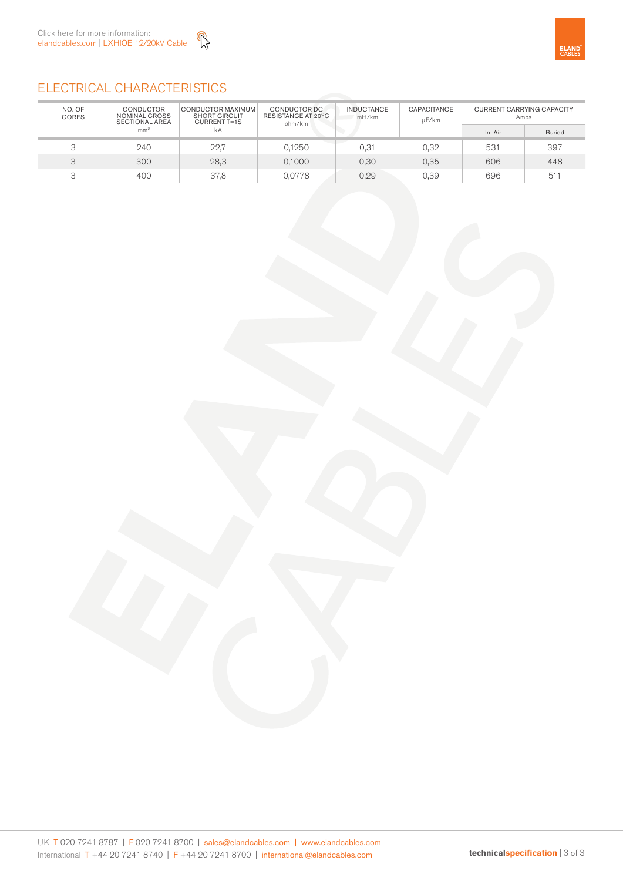Click here for more information:
elandcables.com | LXHIOE 12/20kV Cable

## ELECTRICAL CHARACTERISTICS

| NO. OF CORES | CONDUCTOR NOMINAL CROSS SECTIONAL AREA mm² | CONDUCTOR MAXIMUM SHORT CIRCUIT CURRENT T=1S kA | CONDUCTOR DC RESISTANCE AT 20°C ohm/km | INDUCTANCE mH/km | CAPACITANCE µF/km | CURRENT CARRYING CAPACITY Amps | |
|---|---|---|---|---|---|---|---|
| | | | | | | In Air | Buried |
| 3 | 240 | 22,7 | 0,1250 | 0,31 | 0,32 | 531 | 397 |
| 3 | 300 | 28,3 | 0,1000 | 0,30 | 0,35 | 606 | 448 |
| 3 | 400 | 37,8 | 0,0778 | 0,29 | 0,39 | 696 | 511 |

UK T 020 7241 8787 | F 020 7241 8700 | sales@elandcables.com | www.elandcables.com
International T +44 20 7241 8740 | F +44 20 7241 8700 | international@elandcables.com